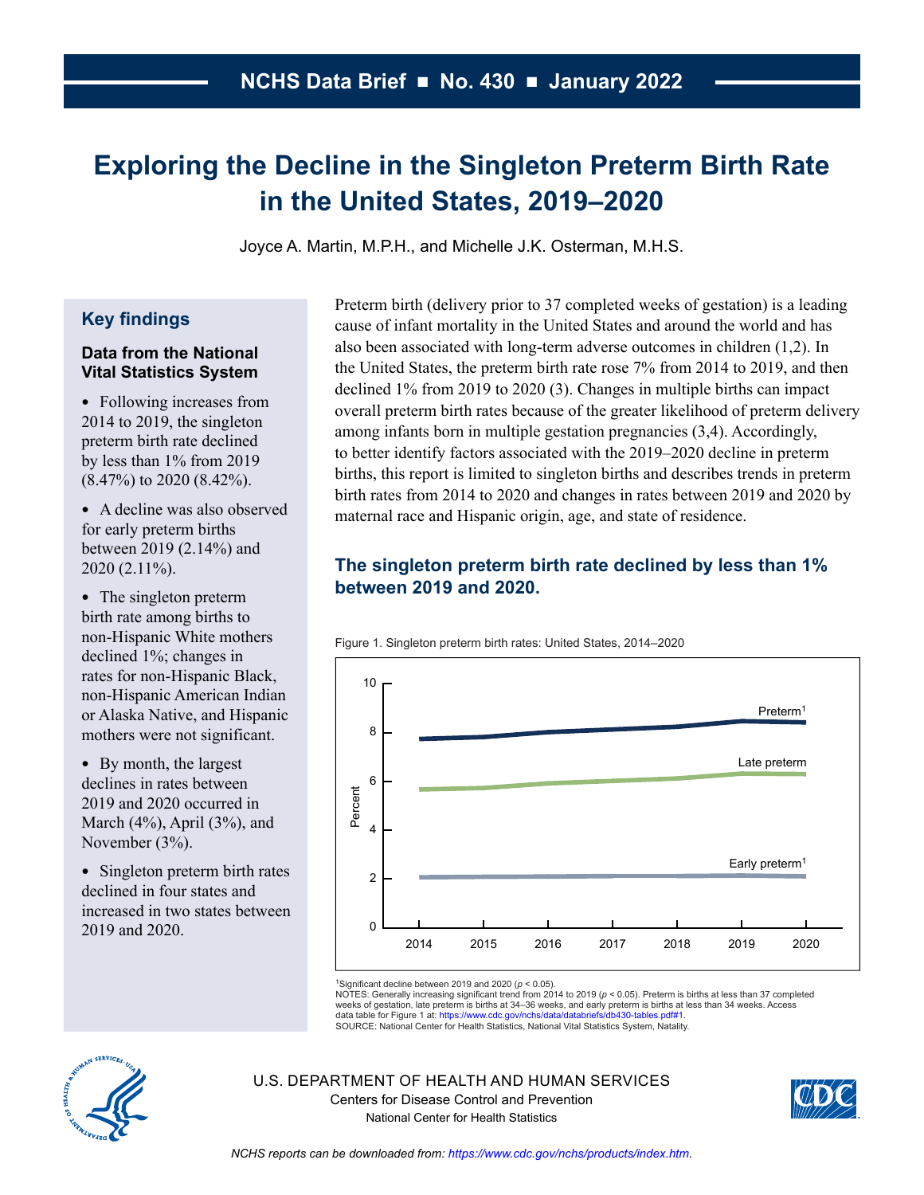NCHS Data Brief ■ No. 430 ■ January 2022

# Exploring the Decline in the Singleton Preterm Birth Rate in the United States, 2019–2020

Joyce A. Martin, M.P.H., and Michelle J.K. Osterman, M.H.S.

## Key findings

### Data from the National Vital Statistics System

- Following increases from 2014 to 2019, the singleton preterm birth rate declined by less than 1% from 2019 (8.47%) to 2020 (8.42%).
- A decline was also observed for early preterm births between 2019 (2.14%) and 2020 (2.11%).
- The singleton preterm birth rate among births to non-Hispanic White mothers declined 1%; changes in rates for non-Hispanic Black, non-Hispanic American Indian or Alaska Native, and Hispanic mothers were not significant.
- By month, the largest declines in rates between 2019 and 2020 occurred in March (4%), April (3%), and November (3%).
- Singleton preterm birth rates declined in four states and increased in two states between 2019 and 2020.

Preterm birth (delivery prior to 37 completed weeks of gestation) is a leading cause of infant mortality in the United States and around the world and has also been associated with long-term adverse outcomes in children (1,2). In the United States, the preterm birth rate rose 7% from 2014 to 2019, and then declined 1% from 2019 to 2020 (3). Changes in multiple births can impact overall preterm birth rates because of the greater likelihood of preterm delivery among infants born in multiple gestation pregnancies (3,4). Accordingly, to better identify factors associated with the 2019–2020 decline in preterm births, this report is limited to singleton births and describes trends in preterm birth rates from 2014 to 2020 and changes in rates between 2019 and 2020 by maternal race and Hispanic origin, age, and state of residence.

## The singleton preterm birth rate declined by less than 1% between 2019 and 2020.

Figure 1. Singleton preterm birth rates: United States, 2014–2020

[1]Significant decline between 2019 and 2020 ($p < 0.05$).

NOTES: Generally increasing significant trend from 2014 to 2019 ($p < 0.05$). Preterm is births at less than 37 completed weeks of gestation, late preterm is births at 34–36 weeks, and early preterm is births at less than 34 weeks. Access data table for Figure 1 at: https://www.cdc.gov/nchs/data/databriefs/db430-tables.pdf#1.

SOURCE: National Center for Health Statistics, National Vital Statistics System, Natality.

U.S. DEPARTMENT OF HEALTH AND HUMAN SERVICES
Centers for Disease Control and Prevention
National Center for Health Statistics

*NCHS reports can be downloaded from: https://www.cdc.gov/nchs/products/index.htm.*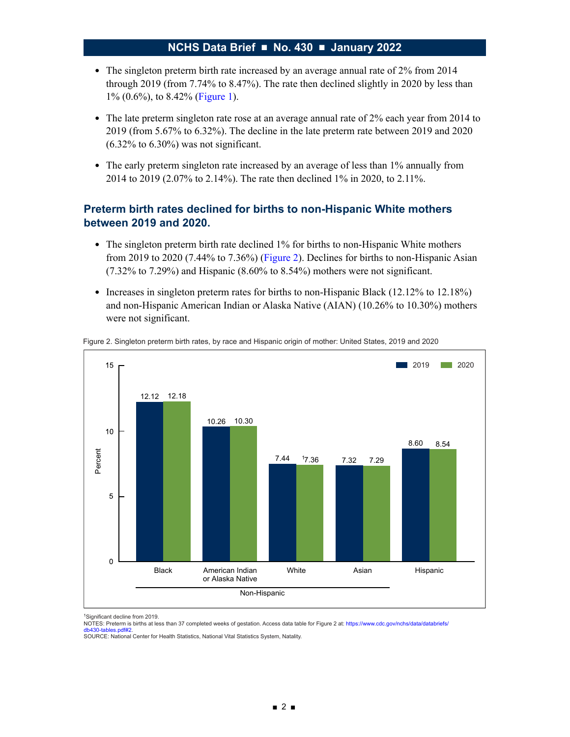- The singleton preterm birth rate increased by an average annual rate of 2% from 2014 through 2019 (from 7.74% to 8.47%). The rate then declined slightly in 2020 by less than 1% (0.6%), to 8.42% (Figure 1).
- The late preterm singleton rate rose at an average annual rate of 2% each year from 2014 to 2019 (from 5.67% to 6.32%). The decline in the late preterm rate between 2019 and 2020 (6.32% to 6.30%) was not significant.
- The early preterm singleton rate increased by an average of less than 1% annually from 2014 to 2019 (2.07% to 2.14%). The rate then declined 1% in 2020, to 2.11%.

## Preterm birth rates declined for births to non-Hispanic White mothers between 2019 and 2020.

- The singleton preterm birth rate declined 1% for births to non-Hispanic White mothers from 2019 to 2020 (7.44% to 7.36%) (Figure 2). Declines for births to non-Hispanic Asian (7.32% to 7.29%) and Hispanic (8.60% to 8.54%) mothers were not significant.
- Increases in singleton preterm rates for births to non-Hispanic Black (12.12% to 12.18%) and non-Hispanic American Indian or Alaska Native (AIAN) (10.26% to 10.30%) mothers were not significant.

Figure 2. Singleton preterm birth rates, by race and Hispanic origin of mother: United States, 2019 and 2020

| Race and Hispanic origin | 2019 (Percent) | 2020 (Percent) |
|---|---|---|
| Non-Hispanic Black | 12.12 | 12.18 |
| Non-Hispanic American Indian or Alaska Native | 10.26 | 10.30 |
| Non-Hispanic White | 7.44 | [1]7.36 |
| Non-Hispanic Asian | 7.32 | 7.29 |
| Hispanic | 8.60 | 8.54 |

[1]Significant decline from 2019.
NOTES: Preterm is births at less than 37 completed weeks of gestation. Access data table for Figure 2 at: https://www.cdc.gov/nchs/data/databriefs/db430-tables.pdf#2.
SOURCE: National Center for Health Statistics, National Vital Statistics System, Natality.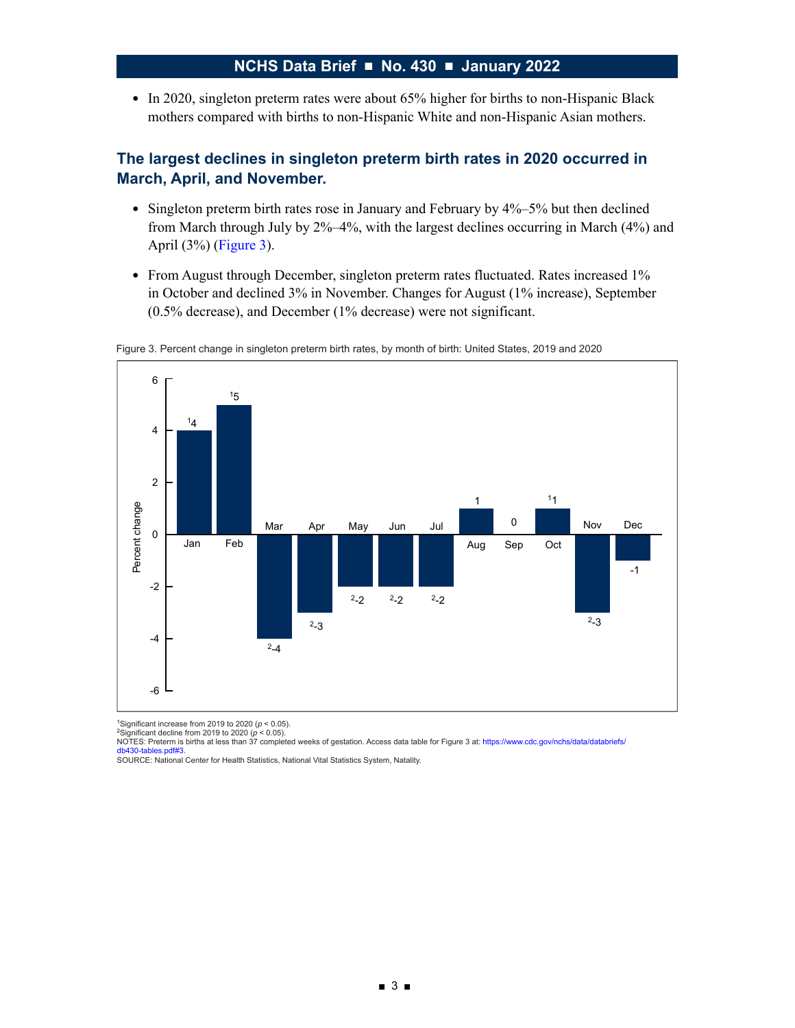- In 2020, singleton preterm rates were about 65% higher for births to non-Hispanic Black mothers compared with births to non-Hispanic White and non-Hispanic Asian mothers.

## The largest declines in singleton preterm birth rates in 2020 occurred in March, April, and November.

- Singleton preterm birth rates rose in January and February by 4%–5% but then declined from March through July by 2%–4%, with the largest declines occurring in March (4%) and April (3%) (Figure 3).
- From August through December, singleton preterm rates fluctuated. Rates increased 1% in October and declined 3% in November. Changes for August (1% increase), September (0.5% decrease), and December (1% decrease) were not significant.

Figure 3. Percent change in singleton preterm birth rates, by month of birth: United States, 2019 and 2020

| Month | Percent change |
|---|---|
| Jan | [1]4 |
| Feb | [1]5 |
| Mar | [2]-4 |
| Apr | [2]-3 |
| May | [2]-2 |
| Jun | [2]-2 |
| Jul | [2]-2 |
| Aug | 1 |
| Sep | 0 |
| Oct | [1]1 |
| Nov | [2]-3 |
| Dec | -1 |

[1]Significant increase from 2019 to 2020 ($p < 0.05$).
[2]Significant decline from 2019 to 2020 ($p < 0.05$).
NOTES: Preterm is births at less than 37 completed weeks of gestation. Access data table for Figure 3 at: https://www.cdc.gov/nchs/data/databriefs/db430-tables.pdf#3.
SOURCE: National Center for Health Statistics, National Vital Statistics System, Natality.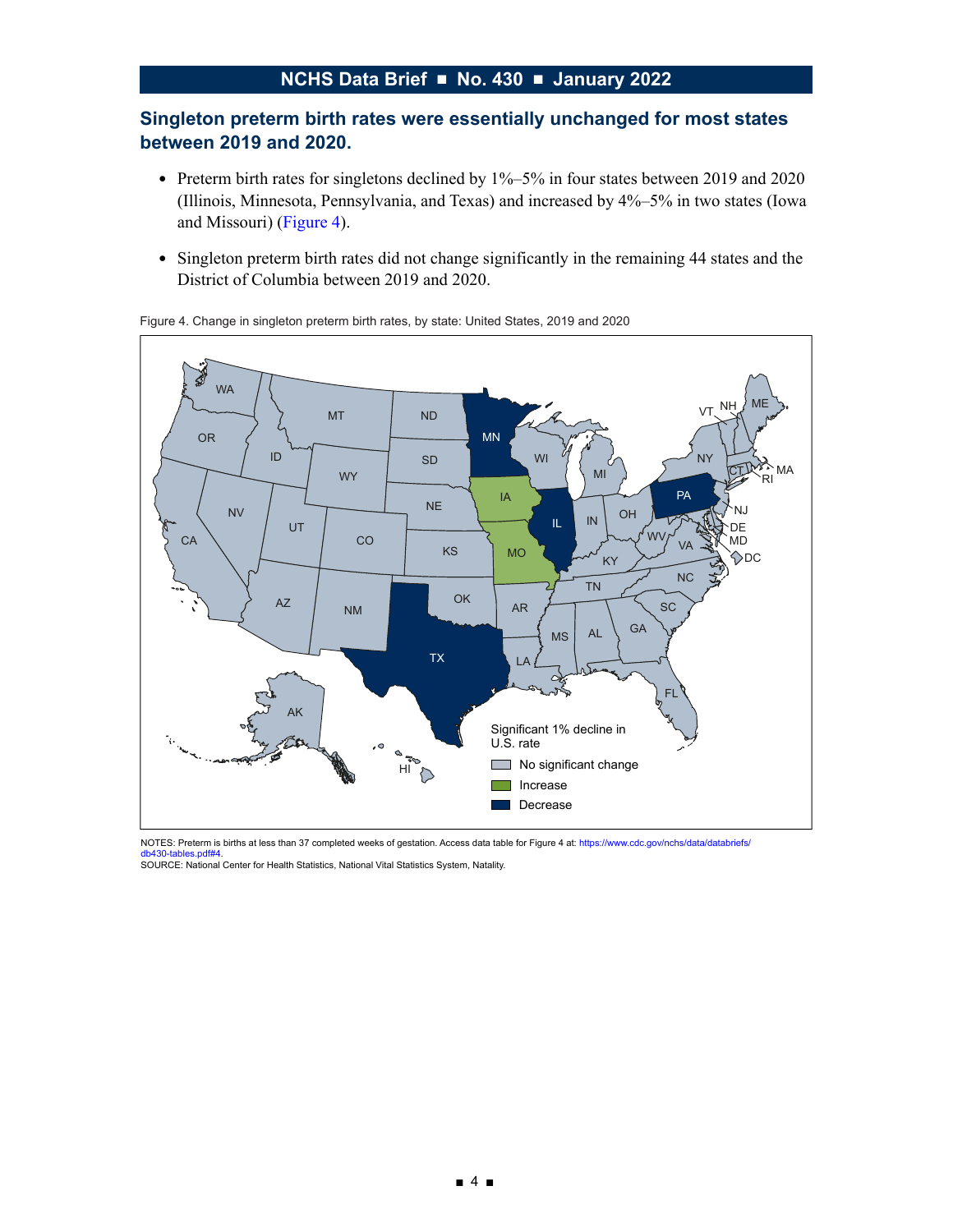## Singleton preterm birth rates were essentially unchanged for most states between 2019 and 2020.

- Preterm birth rates for singletons declined by 1%–5% in four states between 2019 and 2020 (Illinois, Minnesota, Pennsylvania, and Texas) and increased by 4%–5% in two states (Iowa and Missouri) (Figure 4).
- Singleton preterm birth rates did not change significantly in the remaining 44 states and the District of Columbia between 2019 and 2020.

Figure 4. Change in singleton preterm birth rates, by state: United States, 2019 and 2020

Significant 1% decline in U.S. rate

- No significant change
- Increase
- Decrease

NOTES: Preterm is births at less than 37 completed weeks of gestation. Access data table for Figure 4 at: https://www.cdc.gov/nchs/data/databriefs/db430-tables.pdf#4.
SOURCE: National Center for Health Statistics, National Vital Statistics System, Natality.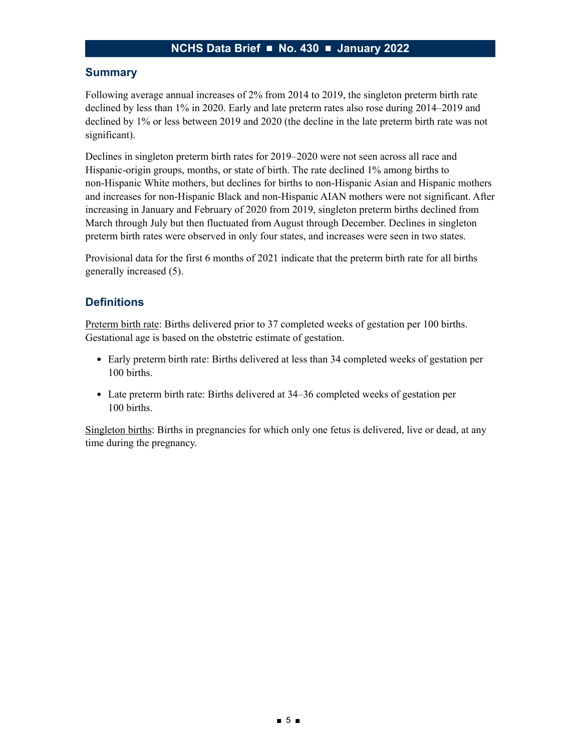## Summary

Following average annual increases of 2% from 2014 to 2019, the singleton preterm birth rate declined by less than 1% in 2020. Early and late preterm rates also rose during 2014–2019 and declined by 1% or less between 2019 and 2020 (the decline in the late preterm birth rate was not significant).

Declines in singleton preterm birth rates for 2019–2020 were not seen across all race and Hispanic-origin groups, months, or state of birth. The rate declined 1% among births to non-Hispanic White mothers, but declines for births to non-Hispanic Asian and Hispanic mothers and increases for non-Hispanic Black and non-Hispanic AIAN mothers were not significant. After increasing in January and February of 2020 from 2019, singleton preterm births declined from March through July but then fluctuated from August through December. Declines in singleton preterm birth rates were observed in only four states, and increases were seen in two states.

Provisional data for the first 6 months of 2021 indicate that the preterm birth rate for all births generally increased (5).

## Definitions

Preterm birth rate: Births delivered prior to 37 completed weeks of gestation per 100 births. Gestational age is based on the obstetric estimate of gestation.

- Early preterm birth rate: Births delivered at less than 34 completed weeks of gestation per 100 births.
- Late preterm birth rate: Births delivered at 34–36 completed weeks of gestation per 100 births.

Singleton births: Births in pregnancies for which only one fetus is delivered, live or dead, at any time during the pregnancy.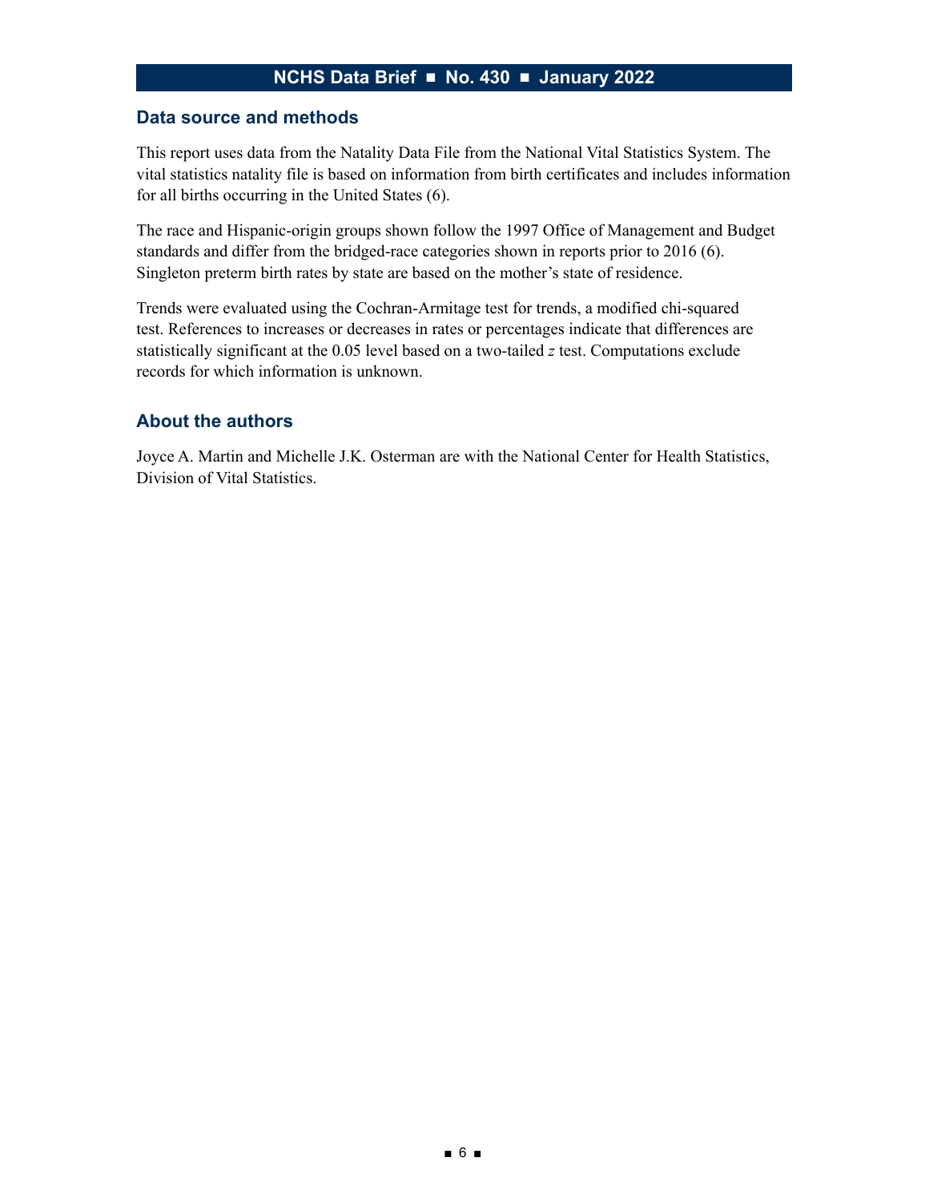## Data source and methods

This report uses data from the Natality Data File from the National Vital Statistics System. The vital statistics natality file is based on information from birth certificates and includes information for all births occurring in the United States (6).

The race and Hispanic-origin groups shown follow the 1997 Office of Management and Budget standards and differ from the bridged-race categories shown in reports prior to 2016 (6). Singleton preterm birth rates by state are based on the mother's state of residence.

Trends were evaluated using the Cochran-Armitage test for trends, a modified chi-squared test. References to increases or decreases in rates or percentages indicate that differences are statistically significant at the 0.05 level based on a two-tailed $z$ test. Computations exclude records for which information is unknown.

## About the authors

Joyce A. Martin and Michelle J.K. Osterman are with the National Center for Health Statistics, Division of Vital Statistics.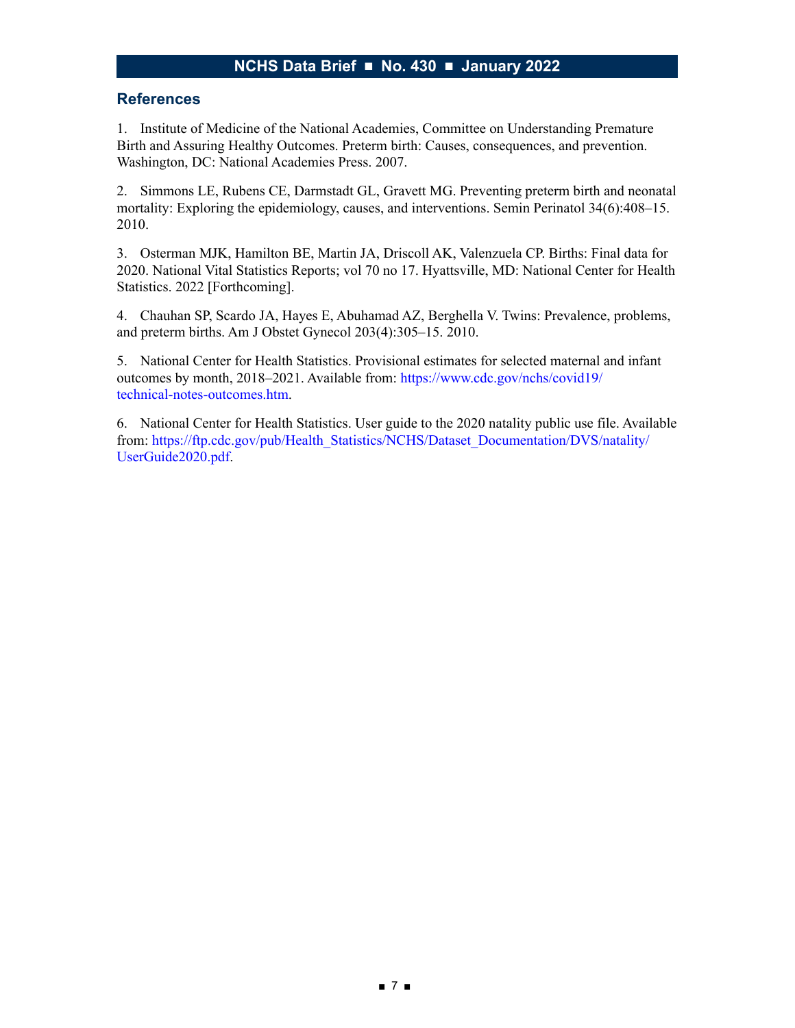## References

1. Institute of Medicine of the National Academies, Committee on Understanding Premature Birth and Assuring Healthy Outcomes. Preterm birth: Causes, consequences, and prevention. Washington, DC: National Academies Press. 2007.

2. Simmons LE, Rubens CE, Darmstadt GL, Gravett MG. Preventing preterm birth and neonatal mortality: Exploring the epidemiology, causes, and interventions. Semin Perinatol 34(6):408–15. 2010.

3. Osterman MJK, Hamilton BE, Martin JA, Driscoll AK, Valenzuela CP. Births: Final data for 2020. National Vital Statistics Reports; vol 70 no 17. Hyattsville, MD: National Center for Health Statistics. 2022 [Forthcoming].

4. Chauhan SP, Scardo JA, Hayes E, Abuhamad AZ, Berghella V. Twins: Prevalence, problems, and preterm births. Am J Obstet Gynecol 203(4):305–15. 2010.

5. National Center for Health Statistics. Provisional estimates for selected maternal and infant outcomes by month, 2018–2021. Available from: https://www.cdc.gov/nchs/covid19/technical-notes-outcomes.htm.

6. National Center for Health Statistics. User guide to the 2020 natality public use file. Available from: https://ftp.cdc.gov/pub/Health_Statistics/NCHS/Dataset_Documentation/DVS/natality/UserGuide2020.pdf.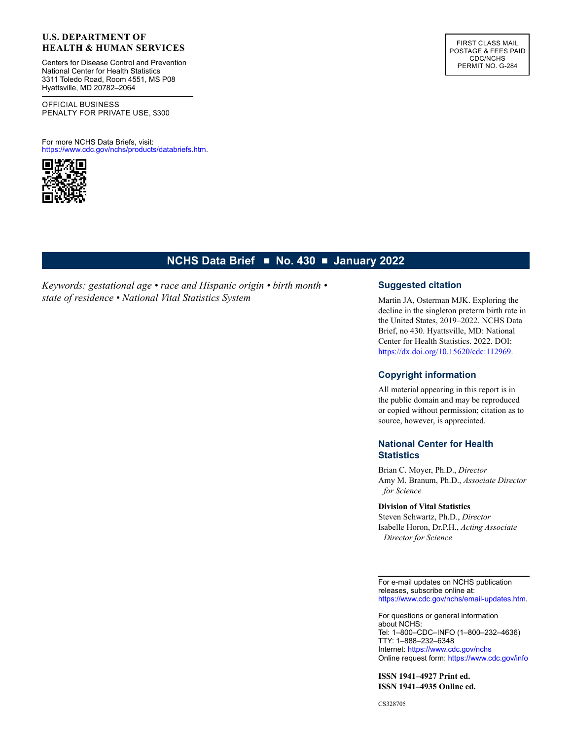**U.S. DEPARTMENT OF HEALTH & HUMAN SERVICES**

Centers for Disease Control and Prevention
National Center for Health Statistics
3311 Toledo Road, Room 4551, MS P08
Hyattsville, MD 20782–2064

OFFICIAL BUSINESS
PENALTY FOR PRIVATE USE, $300

FIRST CLASS MAIL
POSTAGE & FEES PAID
CDC/NCHS
PERMIT NO. G-284

For more NCHS Data Briefs, visit:
https://www.cdc.gov/nchs/products/databriefs.htm.

## NCHS Data Brief ■ No. 430 ■ January 2022

*Keywords: gestational age • race and Hispanic origin • birth month • state of residence • National Vital Statistics System*

### Suggested citation

Martin JA, Osterman MJK. Exploring the decline in the singleton preterm birth rate in the United States, 2019–2022. NCHS Data Brief, no 430. Hyattsville, MD: National Center for Health Statistics. 2022. DOI: https://dx.doi.org/10.15620/cdc:112969.

### Copyright information

All material appearing in this report is in the public domain and may be reproduced or copied without permission; citation as to source, however, is appreciated.

### National Center for Health Statistics

Brian C. Moyer, Ph.D., *Director*
Amy M. Branum, Ph.D., *Associate Director for Science*

**Division of Vital Statistics**
Steven Schwartz, Ph.D., *Director*
Isabelle Horon, Dr.P.H., *Acting Associate Director for Science*

For e-mail updates on NCHS publication releases, subscribe online at: https://www.cdc.gov/nchs/email-updates.htm.

For questions or general information about NCHS:
Tel: 1–800–CDC–INFO (1–800–232–4636)
TTY: 1–888–232–6348
Internet: https://www.cdc.gov/nchs
Online request form: https://www.cdc.gov/info

**ISSN 1941–4927 Print ed.**
**ISSN 1941–4935 Online ed.**

CS328705